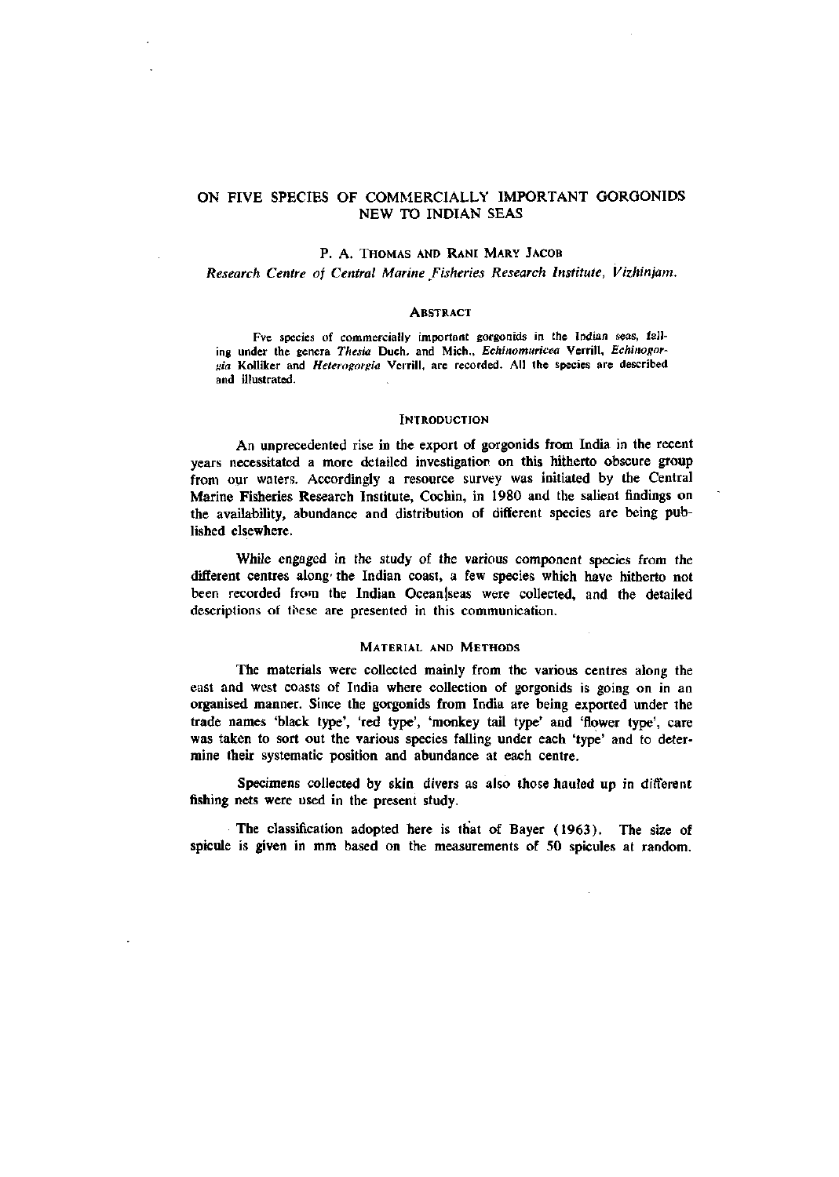# ON FIVE SPECIES OF COMMERCIALLY IMPORTANT GORGONIDS NEW TO INDIAN SEAS

P. A. THOMAS AND RANI MARY JACOB

*Research Centre of Central Marine Fisheries Research Institute, Vizhinjam.*

## ABSTRACT

Fve species of commercially important gorgonids in the Indian seas, falling under the genera *Thesia* Duch. and Mich., *Echinomuricea* Verrill, *Echinogorgia* Kolliker and *Heterogorgia* Verrill, are recorded. All the species are described and illustrated.

## INTRODUCTION

An unprecedented rise in the export of gorgonids from India in the recent years necessitated a more detailed investigation on this hitherto obscure group from our waters. Accordingly a resource survey was initiated by the Central Marine Fisheries Research Institute, Cochin, in 1980 and the salient findings on the availability, abundance and distribution of different species are being published elsewhere.

While engaged in the study of the various component species from the different centres along the Indian coast, a few species which have hitherto not been recorded from the Indian Ocean|seas were collected, and the detailed descriptions of these are presented in this communication.

## MATERIAL AND METHODS

The materials were collected mainly from the various centres along the east and west coasts of India where collection of gorgonids is going on in an organised manner. Since the gorgonids from India are being exported under the trade names 'black type', 'red type', 'monkey tail type' and 'flower type', care was taken to sort out the various species falling under each 'type' and to determine their systematic position and abundance at each centre.

Specimens collected by skin divers as also those hauled up in different fishing nets were used in the present study.

The classification adopted here is that of Bayer (1963). The size of spicule is given in mm based on the measurements of 50 spicules at random.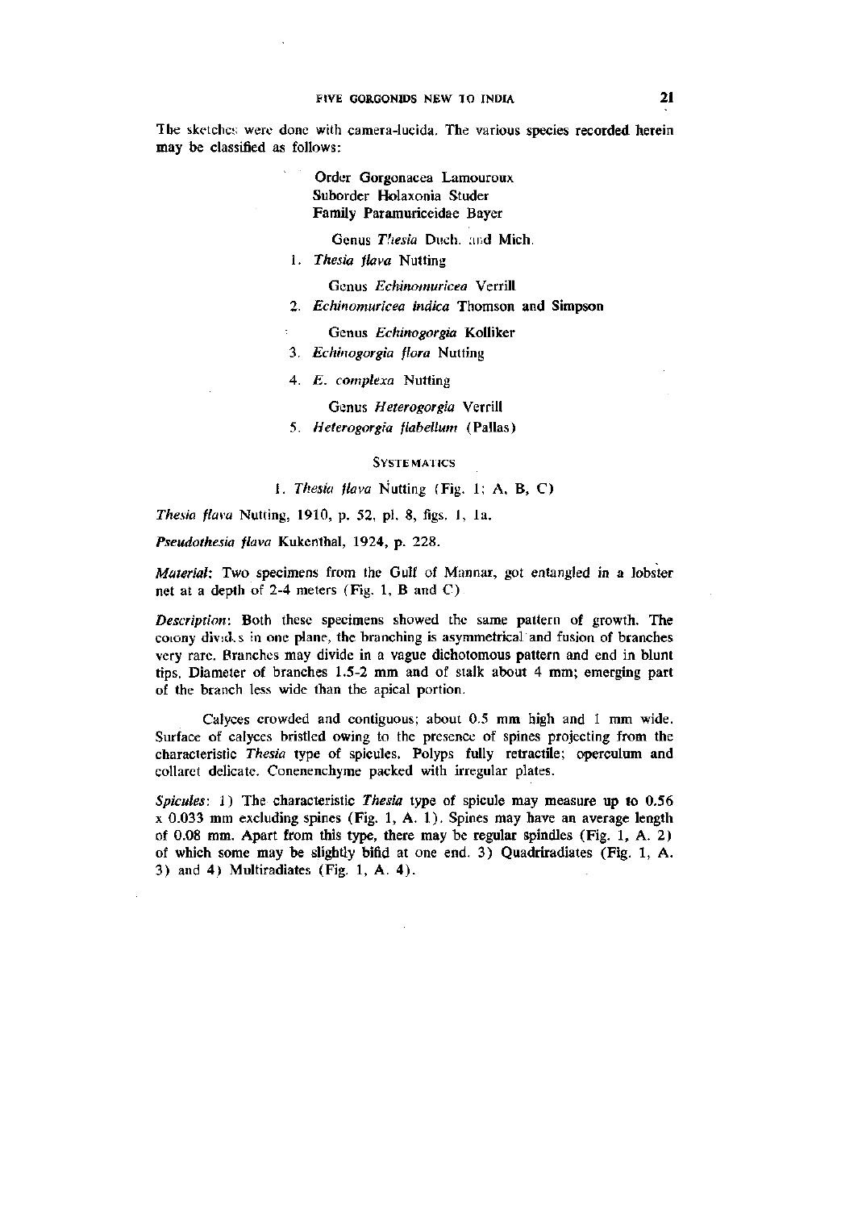The sketches were done with camera-lucida. The various species recorded herein may be classified as follows:

Order Gorgonacea Lamouroux
Suborder Holaxonia Studer
Family Paramuriceidae Bayer

Genus *Thesia* Duch. and Mich.

1. *Thesia flava* Nutting

Genus *Echinomuricea* Verrill

2. *Echinomuricea indica* Thomson and Simpson

Genus *Echinogorgia* Kolliker

3. *Echinogorgia flora* Nutting

4. *E. complexa* Nutting

Genus *Heterogorgia* Verrill

5. *Heterogorgia flabellum* (Pallas)

## SYSTEMATICS

### 1. *Thesia flava* Nutting (Fig. 1; A, B, C)

*Thesia flava* Nutting, 1910, p. 52, pl. 8, figs. 1, 1a.

*Pseudothesia flava* Kukenthal, 1924, p. 228.

*Material*: Two specimens from the Gulf of Mannar, got entangled in a lobster net at a depth of 2-4 meters (Fig. 1, B and C)

*Description*: Both these specimens showed the same pattern of growth. The colony divides in one plane, the branching is asymmetrical and fusion of branches very rare. Branches may divide in a vague dichotomous pattern and end in blunt tips. Diameter of branches 1.5-2 mm and of stalk about 4 mm; emerging part of the branch less wide than the apical portion.

Calyces crowded and contiguous; about 0.5 mm high and 1 mm wide. Surface of calyces bristled owing to the presence of spines projecting from the characteristic *Thesia* type of spicules. Polyps fully retractile; operculum and collaret delicate. Conenenchyme packed with irregular plates.

*Spicules*: 1) The characteristic *Thesia* type of spicule may measure up to 0.56 x 0.033 mm excluding spines (Fig. 1, A. 1). Spines may have an average length of 0.08 mm. Apart from this type, there may be regular spindles (Fig. 1, A. 2) of which some may be slightly bifid at one end. 3) Quadriradiates (Fig. 1, A. 3) and 4) Multiradiates (Fig. 1, A. 4).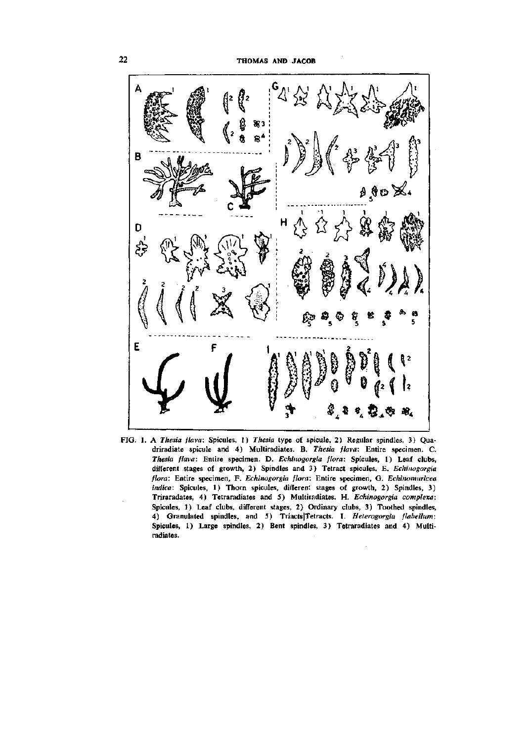FIG. 1. A *Thesia flava*: Spicules, 1) *Thesia* type of spicule, 2) Regular spindles, 3) Quadriradiate spicule and 4) Multiradiates. B. *Thesia flava*: Entire specimen. C. *Thesia flava*: Entire specimen. D. *Echinogorgia flora*: Spicules, 1) Leaf clubs, different stages of growth, 2) Spindles and 3) Tetract spicules. E. *Echinogorgia flora*: Entire specimen, F. *Echinogorgia flora*: Entire specimen, G. *Echinomuricea indica*: Spicules, 1) Thorn spicules, different stages of growth, 2) Spindles, 3) Triraradates, 4) Tetraradiates and 5) Multiradiates. H. *Echinogorgia complexa*: Spicules, 1) Leaf clubs, different stages, 2) Ordinary clubs, 3) Toothed spindles, 4) Granulated spindles, and 5) Triacts|Tetracts. I. *Heterogorgia flabellum*: Spicules, 1) Large spindles, 2) Bent spindles, 3) Tetraradiates and 4) Multiradiates.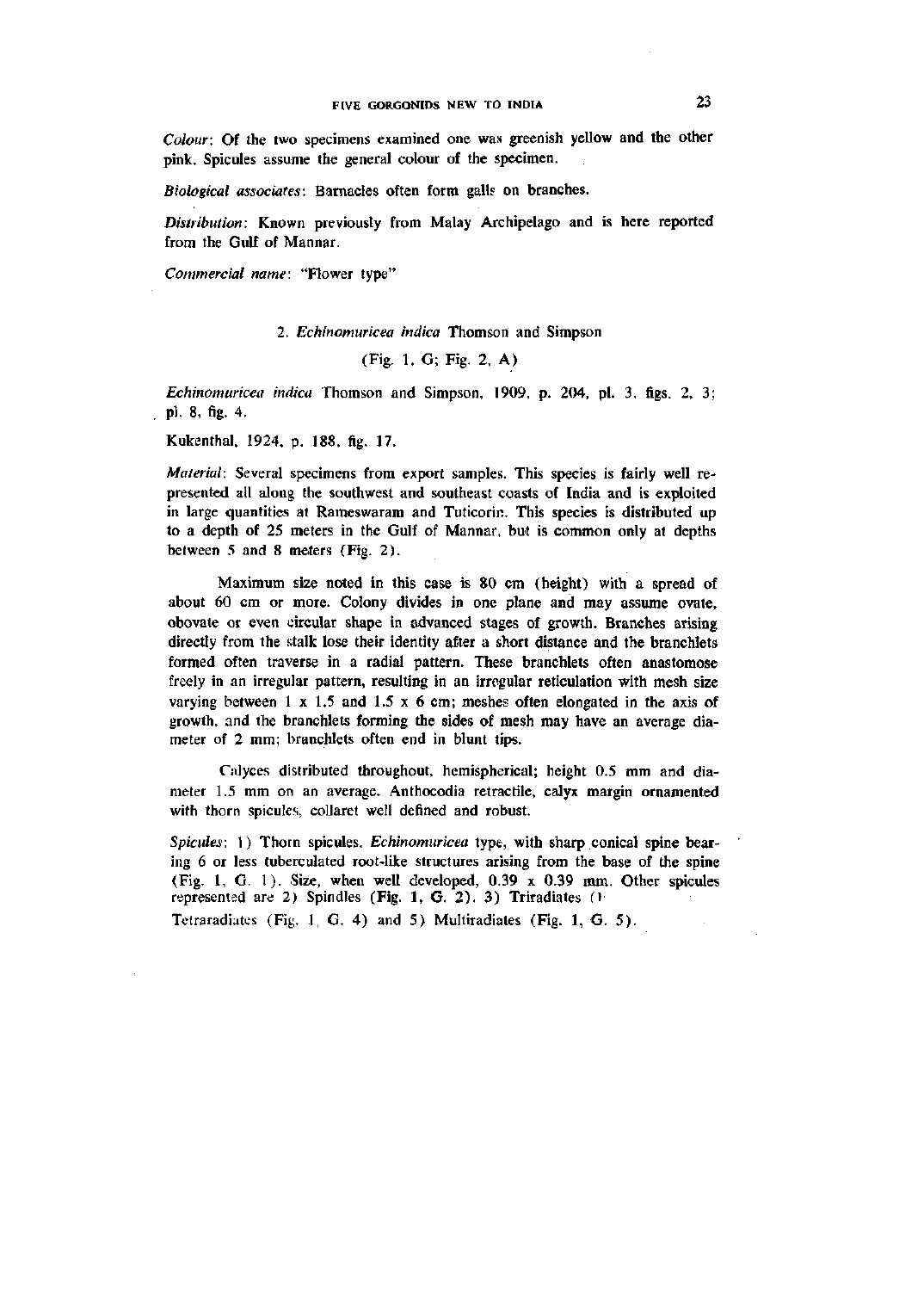*Colour*: Of the two specimens examined one was greenish yellow and the other pink. Spicules assume the general colour of the specimen.

*Biological associates*: Barnacles often form galls on branches.

*Distribution*: Known previously from Malay Archipelago and is here reported from the Gulf of Mannar.

*Commercial name*: "Flower type"

### 2. *Echinomuricea indica* Thomson and Simpson

(Fig. 1, G; Fig. 2, A)

*Echinomuricea indica* Thomson and Simpson, 1909, p. 204, pl. 3, figs. 2, 3; pl. 8, fig. 4.

Kukenthal, 1924, p. 188, fig. 17.

*Material*: Several specimens from export samples. This species is fairly well represented all along the southwest and southeast coasts of India and is exploited in large quantities at Rameswaram and Tuticorin. This species is distributed up to a depth of 25 meters in the Gulf of Mannar, but is common only at depths between 5 and 8 meters (Fig. 2).

Maximum size noted in this case is 80 cm (height) with a spread of about 60 cm or more. Colony divides in one plane and may assume ovate, obovate or even circular shape in advanced stages of growth. Branches arising directly from the stalk lose their identity after a short distance and the branchlets formed often traverse in a radial pattern. These branchlets often anastomose freely in an irregular pattern, resulting in an irregular reticulation with mesh size varying between 1 x 1.5 and 1.5 x 6 cm; meshes often elongated in the axis of growth, and the branchlets forming the sides of mesh may have an average diameter of 2 mm; branchlets often end in blunt tips.

Calyces distributed throughout, hemispherical; height 0.5 mm and diameter 1.5 mm on an average. Anthocodia retractile, calyx margin ornamented with thorn spicules, collaret well defined and robust.

*Spicules*: 1) Thorn spicules, *Echinomuricea* type, with sharp conical spine bearing 6 or less tuberculated root-like structures arising from the base of the spine (Fig. 1, G. 1). Size, when well developed, 0.39 x 0.39 mm. Other spicules represented are 2) Spindles (Fig. 1, G. 2). 3) Triradiates (F· Tetraradiates (Fig. 1, G. 4) and 5) Multiradiates (Fig. 1, G. 5).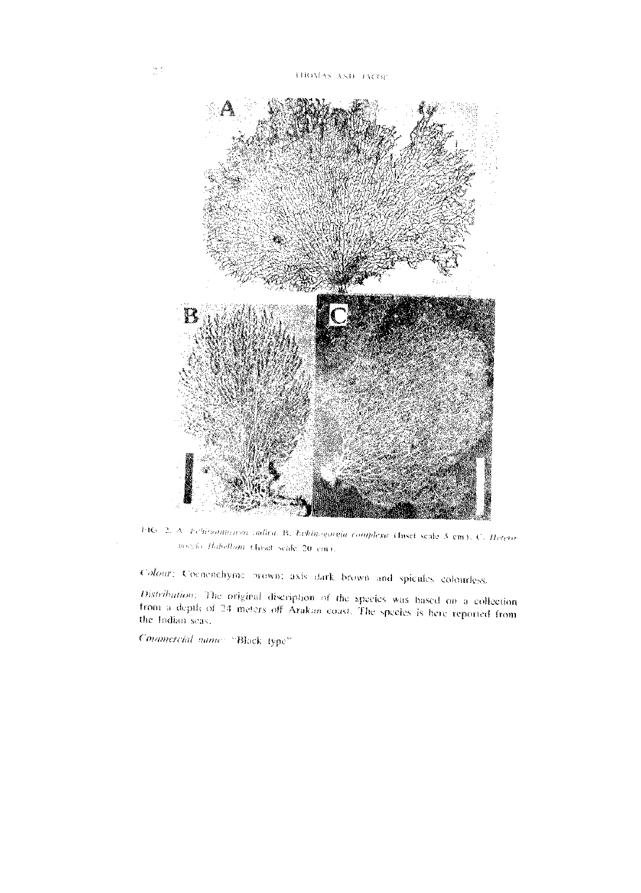FIG. 2. A. *Echinomuricea indica*. B. *Echinogorgia complexa* (Inset scale 5 cm). C. *Heterogorgia flabellum* (Inset scale 20 cm).

*Colour*: Coenenchyme brown; axis dark brown and spicules colourless.

*Distribution*: The original discription of the species was based on a collection from a depth of 24 meters off Arakan coast. The species is here reported from the Indian seas.

*Commercial name*: "Black type"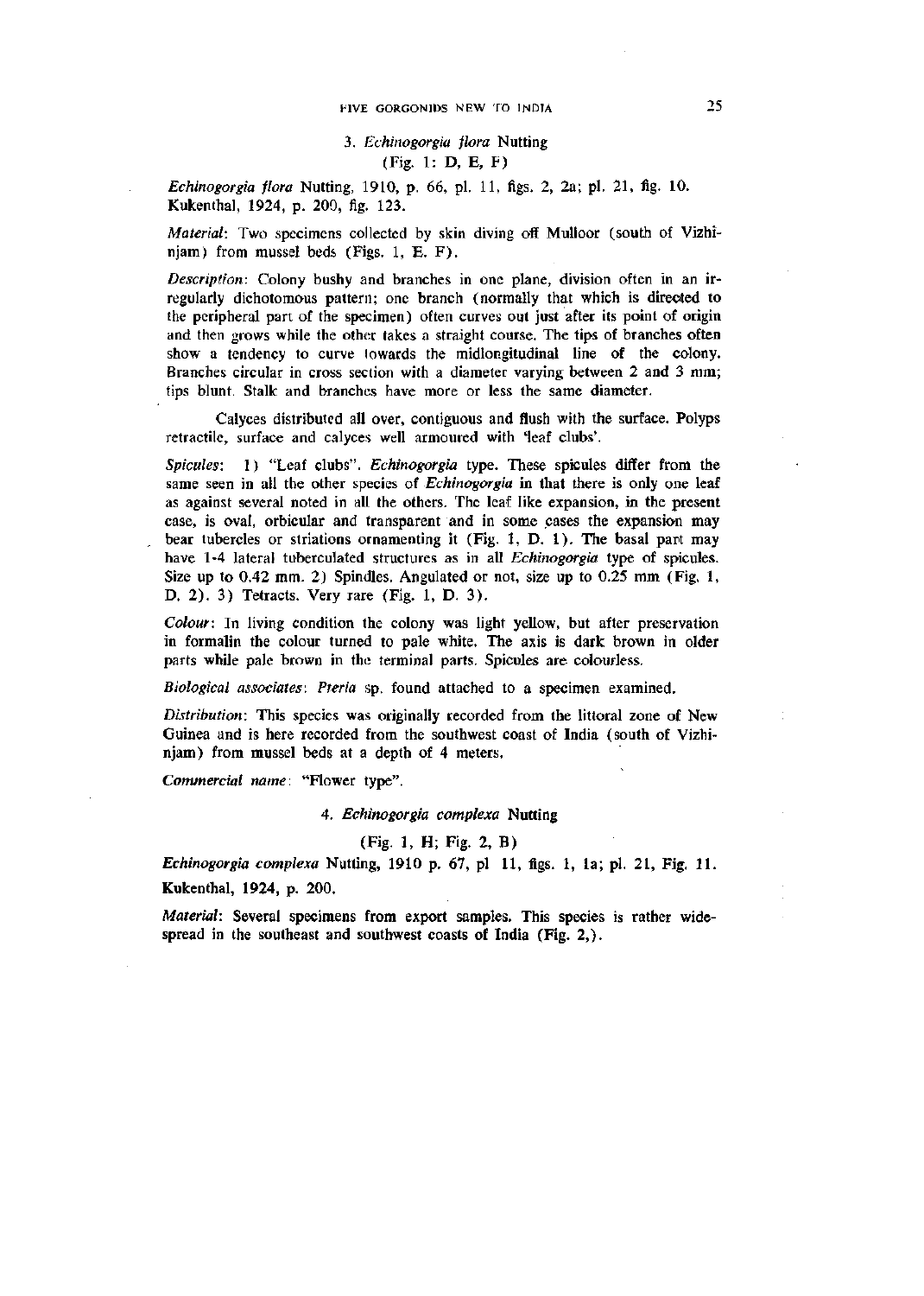### 3. *Echinogorgia flora* Nutting
(Fig. 1: D, E, F)

*Echinogorgia flora* Nutting, 1910, p. 66, pl. 11, figs. 2, 2a; pl. 21, fig. 10. Kukenthal, 1924, p. 200, fig. 123.

*Material*: Two specimens collected by skin diving off Mulloor (south of Vizhinjam) from mussel beds (Figs. 1, E. F).

*Description*: Colony bushy and branches in one plane, division often in an irregularly dichotomous pattern; one branch (normally that which is directed to the peripheral part of the specimen) often curves out just after its point of origin and then grows while the other takes a straight course. The tips of branches often show a tendency to curve towards the midlongitudinal line of the colony. Branches circular in cross section with a diameter varying between 2 and 3 mm; tips blunt. Stalk and branches have more or less the same diameter.

Calyces distributed all over, contiguous and flush with the surface. Polyps retractile, surface and calyces well armoured with 'leaf clubs'.

*Spicules*: 1) "Leaf clubs". *Echinogorgia* type. These spicules differ from the same seen in all the other species of *Echinogorgia* in that there is only one leaf as against several noted in all the others. The leaf like expansion, in the present case, is oval, orbicular and transparent and in some cases the expansion may bear tubercles or striations ornamenting it (Fig. 1, D. 1). The basal part may have 1-4 lateral tuberculated structures as in all *Echinogorgia* type of spicules. Size up to 0.42 mm. 2) Spindles. Angulated or not, size up to 0.25 mm (Fig. 1, D. 2). 3) Tetracts. Very rare (Fig. 1, D. 3).

*Colour*: In living condition the colony was light yellow, but after preservation in formalin the colour turned to pale white. The axis is dark brown in older parts while pale brown in the terminal parts. Spicules are colourless.

*Biological associates*: *Pteria* sp. found attached to a specimen examined.

*Distribution*: This species was originally recorded from the littoral zone of New Guinea and is here recorded from the southwest coast of India (south of Vizhinjam) from mussel beds at a depth of 4 meters.

*Commercial name*: "Flower type".

### 4. *Echinogorgia complexa* Nutting
(Fig. 1, H; Fig. 2, B)

*Echinogorgia complexa* Nutting, 1910 p. 67, pl 11, figs. 1, 1a; pl. 21, Fig. 11. Kukenthal, 1924, p. 200.

*Material*: Several specimens from export samples. This species is rather widespread in the southeast and southwest coasts of India (Fig. 2,).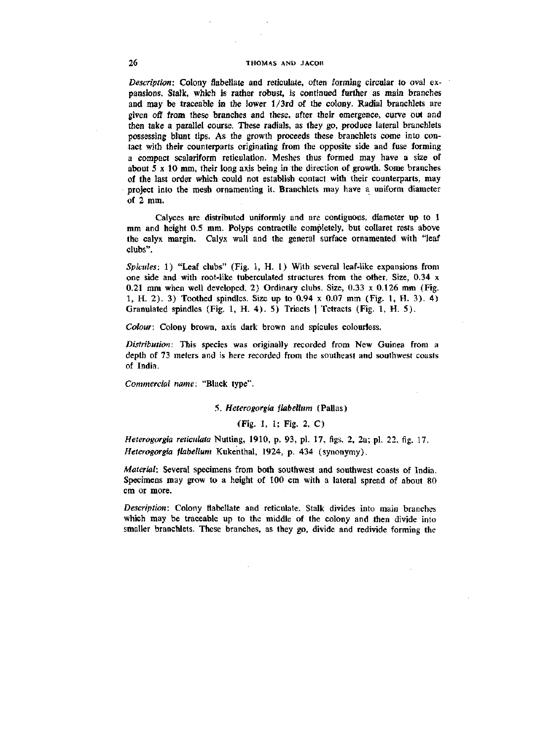*Description*: Colony flabellate and reticulate, often forming circular to oval expansions. Stalk, which is rather robust, is continued further as main branches and may be traceable in the lower 1/3rd of the colony. Radial branchlets are given off from these branches and these, after their emergence, curve out and then take a parallel course. These radials, as they go, produce lateral branchlets possessing blunt tips. As the growth proceeds these branchlets come into contact with their counterparts originating from the opposite side and fuse forming a compact scalariform reticulation. Meshes thus formed may have a size of about 5 x 10 mm, their long axis being in the direction of growth. Some branches of the last order which could not establish contact with their counterparts, may project into the mesh ornamenting it. Branchlets may have a uniform diameter of 2 mm.

Calyces are distributed uniformly and are contiguous, diameter up to 1 mm and height 0.5 mm. Polyps contractile completely, but collaret rests above the calyx margin. Calyx wall and the general surface ornamented with "leaf clubs".

*Spicules*: 1) "Leaf clubs" (Fig. 1, H. 1) With several leaf-like expansions from one side and with root-like tuberculated structures from the other. Size, 0.34 x 0.21 mm when well developed. 2) Ordinary clubs. Size, 0.33 x 0.126 mm (Fig. 1, H. 2). 3) Toothed spindles. Size up to 0.94 x 0.07 mm (Fig. 1, H. 3). 4) Granulated spindles (Fig. 1, H. 4). 5) Triacts | Tetracts (Fig. 1, H. 5).

*Colour*: Colony brown, axis dark brown and spicules colourless.

*Distribution*: This species was originally recorded from New Guinea from a depth of 73 meters and is here recorded from the southeast and southwest coasts of India.

*Commercial name*: "Black type".

### 5. *Heterogorgia flabellum* (Pallas)

(Fig. 1, I; Fig. 2, C)

*Heterogorgia reticulata* Nutting, 1910, p. 93, pl. 17, figs. 2, 2a; pl. 22, fig. 17.
*Heterogorgia flabellum* Kukenthal, 1924, p. 434 (synonymy).

*Material*: Several specimens from both southwest and southwest coasts of India. Specimens may grow to a height of 100 cm with a lateral spread of about 80 cm or more.

*Description*: Colony flabellate and reticulate. Stalk divides into main branches which may be traceable up to the middle of the colony and then divide into smaller branchlets. These branches, as they go, divide and redivide forming the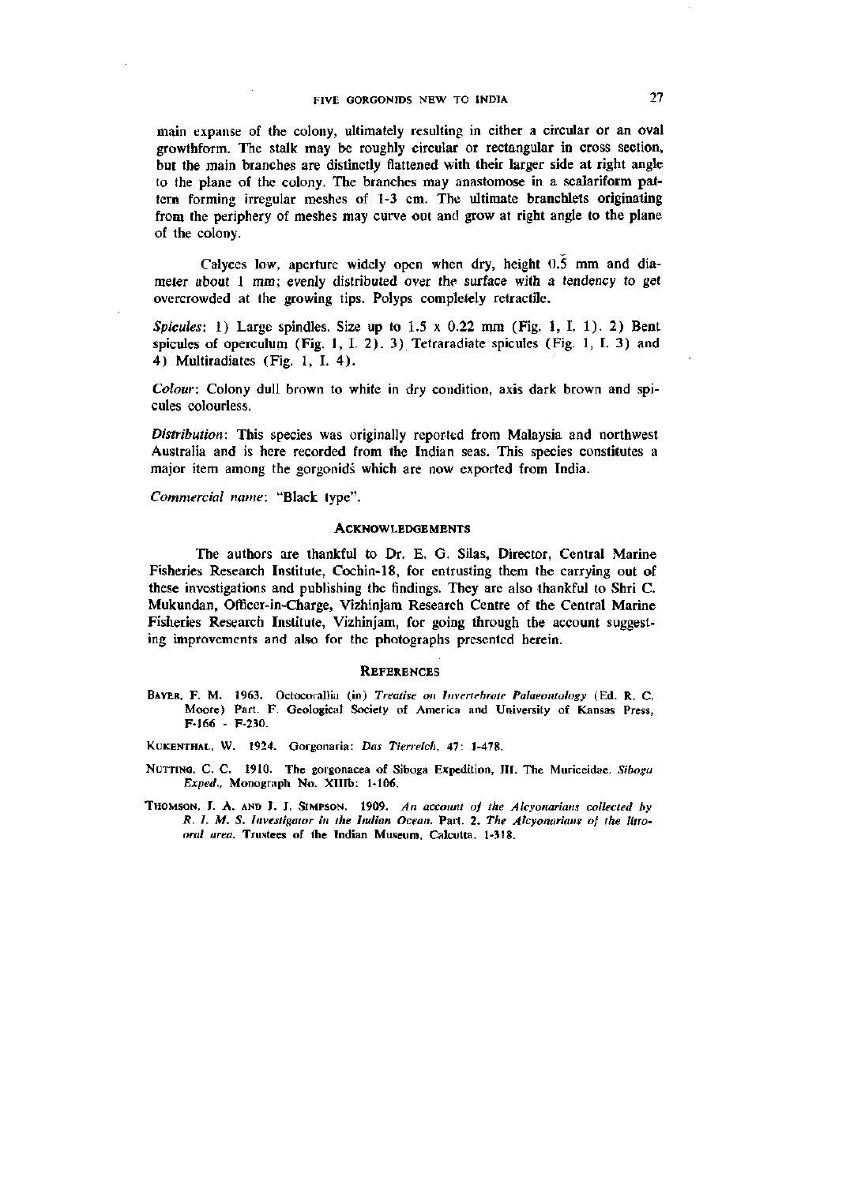main expanse of the colony, ultimately resulting in either a circular or an oval growthform. The stalk may be roughly circular or rectangular in cross section, but the main branches are distinctly flattened with their larger side at right angle to the plane of the colony. The branches may anastomose in a scalariform pattern forming irregular meshes of 1-3 cm. The ultimate branchlets originating from the periphery of meshes may curve out and grow at right angle to the plane of the colony.

Calyces low, aperture widely open when dry, height 0.5 mm and diameter about 1 mm; evenly distributed over the surface with a tendency to get overcrowded at the growing tips. Polyps completely retractile.

*Spicules*: 1) Large spindles. Size up to 1.5 x 0.22 mm (Fig. 1, I. 1). 2) Bent spicules of operculum (Fig. 1, I. 2). 3) Tetraradiate spicules (Fig. 1, I. 3) and 4) Multiradiates (Fig. 1, I. 4).

*Colour*: Colony dull brown to white in dry condition, axis dark brown and spicules colourless.

*Distribution*: This species was originally reported from Malaysia and northwest Australia and is here recorded from the Indian seas. This species constitutes a major item among the gorgonids which are now exported from India.

*Commercial name*: "Black type".

## Acknowledgements

The authors are thankful to Dr. E. G. Silas, Director, Central Marine Fisheries Research Institute, Cochin-18, for entrusting them the carrying out of these investigations and publishing the findings. They are also thankful to Shri C. Mukundan, Officer-in-Charge, Vizhinjam Research Centre of the Central Marine Fisheries Research Institute, Vizhinjam, for going through the account suggesting improvements and also for the photographs presented herein.

## References

Bayer, F. M. 1963. Octocorallia (in) *Treatise on Invertebrate Palaeontology* (Ed. R. C. Moore) Part. F. Geological Society of America and University of Kansas Press, F-166 - F-230.

Kukenthal, W. 1924. Gorgonaria: *Das Tierreich*, 47: 1-478.

Nutting, C. C. 1910. The gorgonacea of Siboga Expedition, III. The Muriceidae. *Siboga Exped.*, Monograph No. XIIIb: 1-106.

Thomson, J. A. and J. J. Simpson. 1909. *An account of the Alcyonarians collected by R. I. M. S. Investigator in the Indian Ocean.* Part. 2. *The Alcyonarians of the littoral area.* Trustees of the Indian Museum, Calcutta. 1-318.